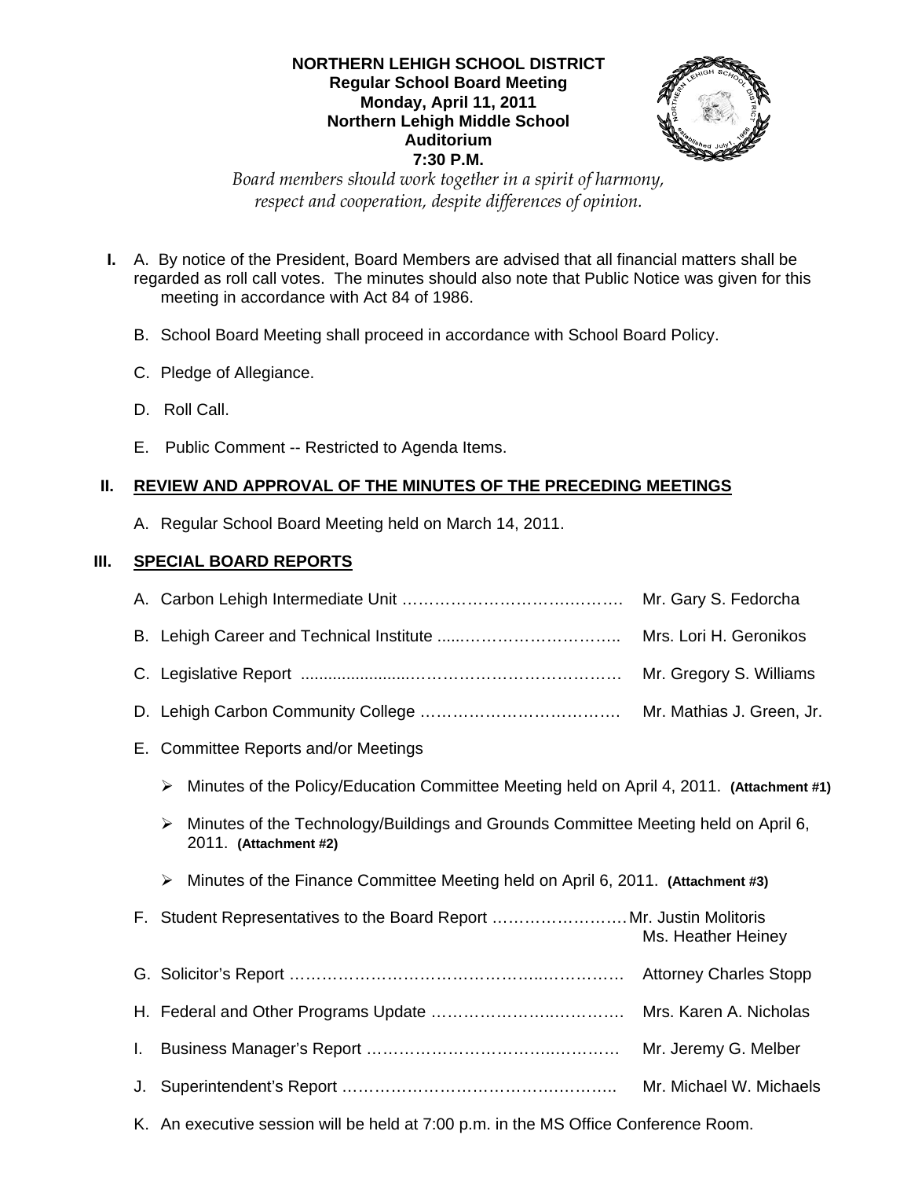**NORTHERN LEHIGH SCHOOL DISTRICT**
**Regular School Board Meeting**
**Monday, April 11, 2011**
**Northern Lehigh Middle School**
**Auditorium**
**7:30 P.M.**

*Board members should work together in a spirit of harmony, respect and cooperation, despite differences of opinion.*

**I.** A. By notice of the President, Board Members are advised that all financial matters shall be regarded as roll call votes. The minutes should also note that Public Notice was given for this meeting in accordance with Act 84 of 1986.

B. School Board Meeting shall proceed in accordance with School Board Policy.

C. Pledge of Allegiance.

D. Roll Call.

E. Public Comment -- Restricted to Agenda Items.

## II. REVIEW AND APPROVAL OF THE MINUTES OF THE PRECEDING MEETINGS

A. Regular School Board Meeting held on March 14, 2011.

## III. SPECIAL BOARD REPORTS

A. Carbon Lehigh Intermediate Unit …………………………………. Mr. Gary S. Fedorcha

B. Lehigh Career and Technical Institute ......………………………….. Mrs. Lori H. Geronikos

C. Legislative Report ......................……………………………………. Mr. Gregory S. Williams

D. Lehigh Carbon Community College ………………………………. Mr. Mathias J. Green, Jr.

E. Committee Reports and/or Meetings

- Minutes of the Policy/Education Committee Meeting held on April 4, 2011. **(Attachment #1)**
- Minutes of the Technology/Buildings and Grounds Committee Meeting held on April 6, 2011. **(Attachment #2)**
- Minutes of the Finance Committee Meeting held on April 6, 2011. **(Attachment #3)**

F. Student Representatives to the Board Report ……………………Mr. Justin Molitoris
Ms. Heather Heiney

G. Solicitor's Report ………………………………………..…………. Attorney Charles Stopp

H. Federal and Other Programs Update ………………….…………. Mrs. Karen A. Nicholas

I. Business Manager's Report ……………………………….………. Mr. Jeremy G. Melber

J. Superintendent's Report …………………………………….…….. Mr. Michael W. Michaels

K. An executive session will be held at 7:00 p.m. in the MS Office Conference Room.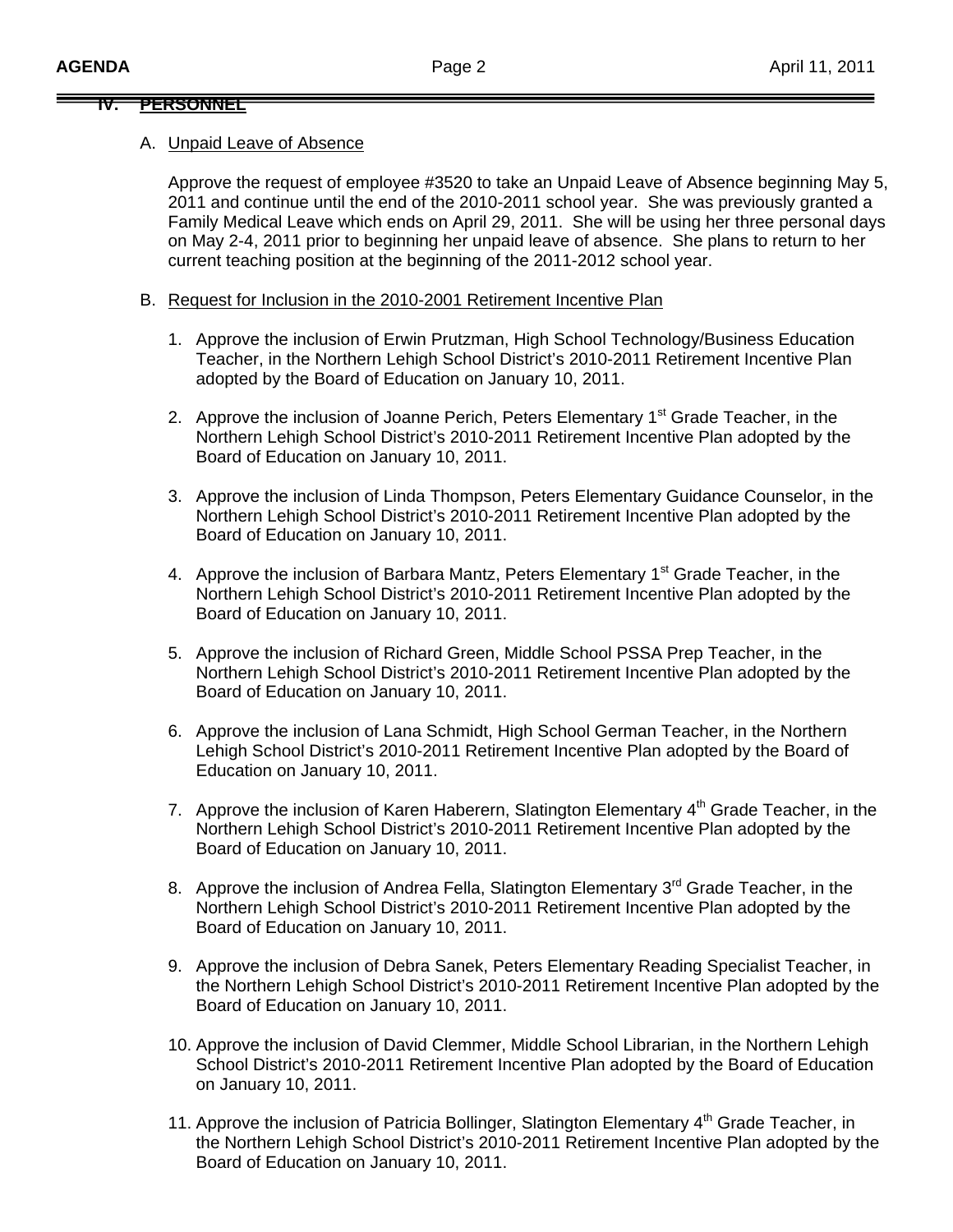## IV. PERSONNEL

A. Unpaid Leave of Absence

Approve the request of employee #3520 to take an Unpaid Leave of Absence beginning May 5, 2011 and continue until the end of the 2010-2011 school year. She was previously granted a Family Medical Leave which ends on April 29, 2011. She will be using her three personal days on May 2-4, 2011 prior to beginning her unpaid leave of absence. She plans to return to her current teaching position at the beginning of the 2011-2012 school year.

B. Request for Inclusion in the 2010-2001 Retirement Incentive Plan

1. Approve the inclusion of Erwin Prutzman, High School Technology/Business Education Teacher, in the Northern Lehigh School District's 2010-2011 Retirement Incentive Plan adopted by the Board of Education on January 10, 2011.

2. Approve the inclusion of Joanne Perich, Peters Elementary 1st Grade Teacher, in the Northern Lehigh School District's 2010-2011 Retirement Incentive Plan adopted by the Board of Education on January 10, 2011.

3. Approve the inclusion of Linda Thompson, Peters Elementary Guidance Counselor, in the Northern Lehigh School District's 2010-2011 Retirement Incentive Plan adopted by the Board of Education on January 10, 2011.

4. Approve the inclusion of Barbara Mantz, Peters Elementary 1st Grade Teacher, in the Northern Lehigh School District's 2010-2011 Retirement Incentive Plan adopted by the Board of Education on January 10, 2011.

5. Approve the inclusion of Richard Green, Middle School PSSA Prep Teacher, in the Northern Lehigh School District's 2010-2011 Retirement Incentive Plan adopted by the Board of Education on January 10, 2011.

6. Approve the inclusion of Lana Schmidt, High School German Teacher, in the Northern Lehigh School District's 2010-2011 Retirement Incentive Plan adopted by the Board of Education on January 10, 2011.

7. Approve the inclusion of Karen Haberern, Slatington Elementary 4th Grade Teacher, in the Northern Lehigh School District's 2010-2011 Retirement Incentive Plan adopted by the Board of Education on January 10, 2011.

8. Approve the inclusion of Andrea Fella, Slatington Elementary 3rd Grade Teacher, in the Northern Lehigh School District's 2010-2011 Retirement Incentive Plan adopted by the Board of Education on January 10, 2011.

9. Approve the inclusion of Debra Sanek, Peters Elementary Reading Specialist Teacher, in the Northern Lehigh School District's 2010-2011 Retirement Incentive Plan adopted by the Board of Education on January 10, 2011.

10. Approve the inclusion of David Clemmer, Middle School Librarian, in the Northern Lehigh School District's 2010-2011 Retirement Incentive Plan adopted by the Board of Education on January 10, 2011.

11. Approve the inclusion of Patricia Bollinger, Slatington Elementary 4th Grade Teacher, in the Northern Lehigh School District's 2010-2011 Retirement Incentive Plan adopted by the Board of Education on January 10, 2011.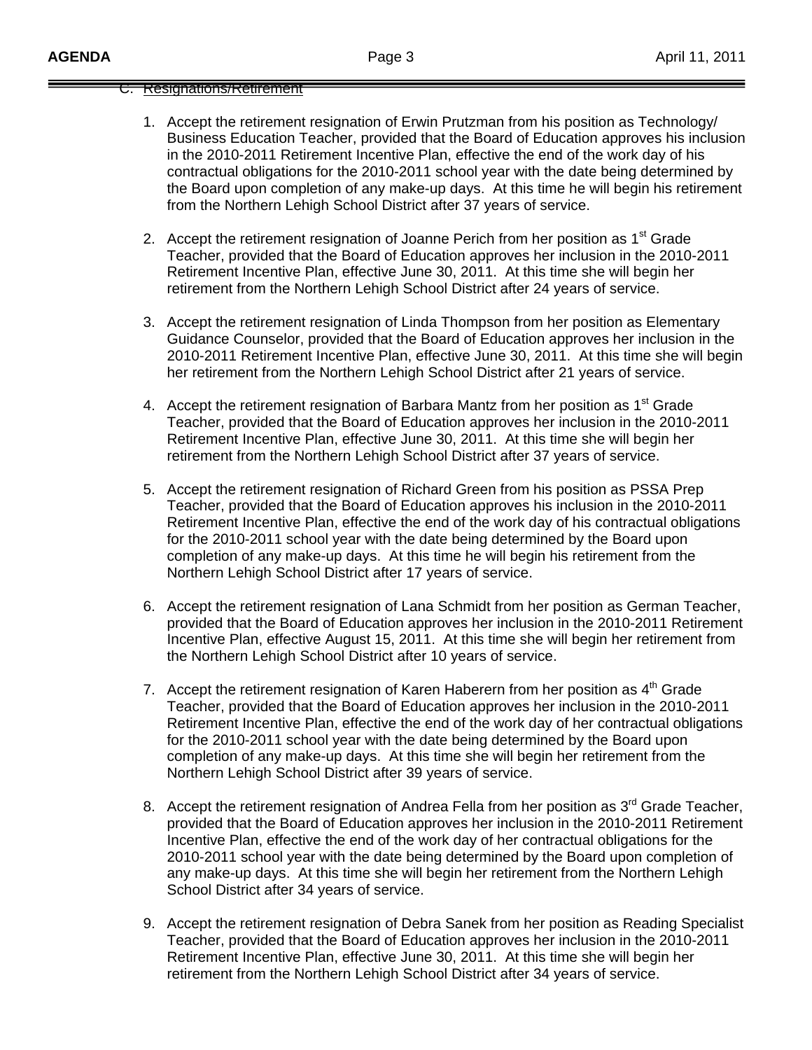C. Resignations/Retirement

1. Accept the retirement resignation of Erwin Prutzman from his position as Technology/ Business Education Teacher, provided that the Board of Education approves his inclusion in the 2010-2011 Retirement Incentive Plan, effective the end of the work day of his contractual obligations for the 2010-2011 school year with the date being determined by the Board upon completion of any make-up days. At this time he will begin his retirement from the Northern Lehigh School District after 37 years of service.

2. Accept the retirement resignation of Joanne Perich from her position as 1st Grade Teacher, provided that the Board of Education approves her inclusion in the 2010-2011 Retirement Incentive Plan, effective June 30, 2011. At this time she will begin her retirement from the Northern Lehigh School District after 24 years of service.

3. Accept the retirement resignation of Linda Thompson from her position as Elementary Guidance Counselor, provided that the Board of Education approves her inclusion in the 2010-2011 Retirement Incentive Plan, effective June 30, 2011. At this time she will begin her retirement from the Northern Lehigh School District after 21 years of service.

4. Accept the retirement resignation of Barbara Mantz from her position as 1st Grade Teacher, provided that the Board of Education approves her inclusion in the 2010-2011 Retirement Incentive Plan, effective June 30, 2011. At this time she will begin her retirement from the Northern Lehigh School District after 37 years of service.

5. Accept the retirement resignation of Richard Green from his position as PSSA Prep Teacher, provided that the Board of Education approves his inclusion in the 2010-2011 Retirement Incentive Plan, effective the end of the work day of his contractual obligations for the 2010-2011 school year with the date being determined by the Board upon completion of any make-up days. At this time he will begin his retirement from the Northern Lehigh School District after 17 years of service.

6. Accept the retirement resignation of Lana Schmidt from her position as German Teacher, provided that the Board of Education approves her inclusion in the 2010-2011 Retirement Incentive Plan, effective August 15, 2011. At this time she will begin her retirement from the Northern Lehigh School District after 10 years of service.

7. Accept the retirement resignation of Karen Haberern from her position as 4th Grade Teacher, provided that the Board of Education approves her inclusion in the 2010-2011 Retirement Incentive Plan, effective the end of the work day of her contractual obligations for the 2010-2011 school year with the date being determined by the Board upon completion of any make-up days. At this time she will begin her retirement from the Northern Lehigh School District after 39 years of service.

8. Accept the retirement resignation of Andrea Fella from her position as 3rd Grade Teacher, provided that the Board of Education approves her inclusion in the 2010-2011 Retirement Incentive Plan, effective the end of the work day of her contractual obligations for the 2010-2011 school year with the date being determined by the Board upon completion of any make-up days. At this time she will begin her retirement from the Northern Lehigh School District after 34 years of service.

9. Accept the retirement resignation of Debra Sanek from her position as Reading Specialist Teacher, provided that the Board of Education approves her inclusion in the 2010-2011 Retirement Incentive Plan, effective June 30, 2011. At this time she will begin her retirement from the Northern Lehigh School District after 34 years of service.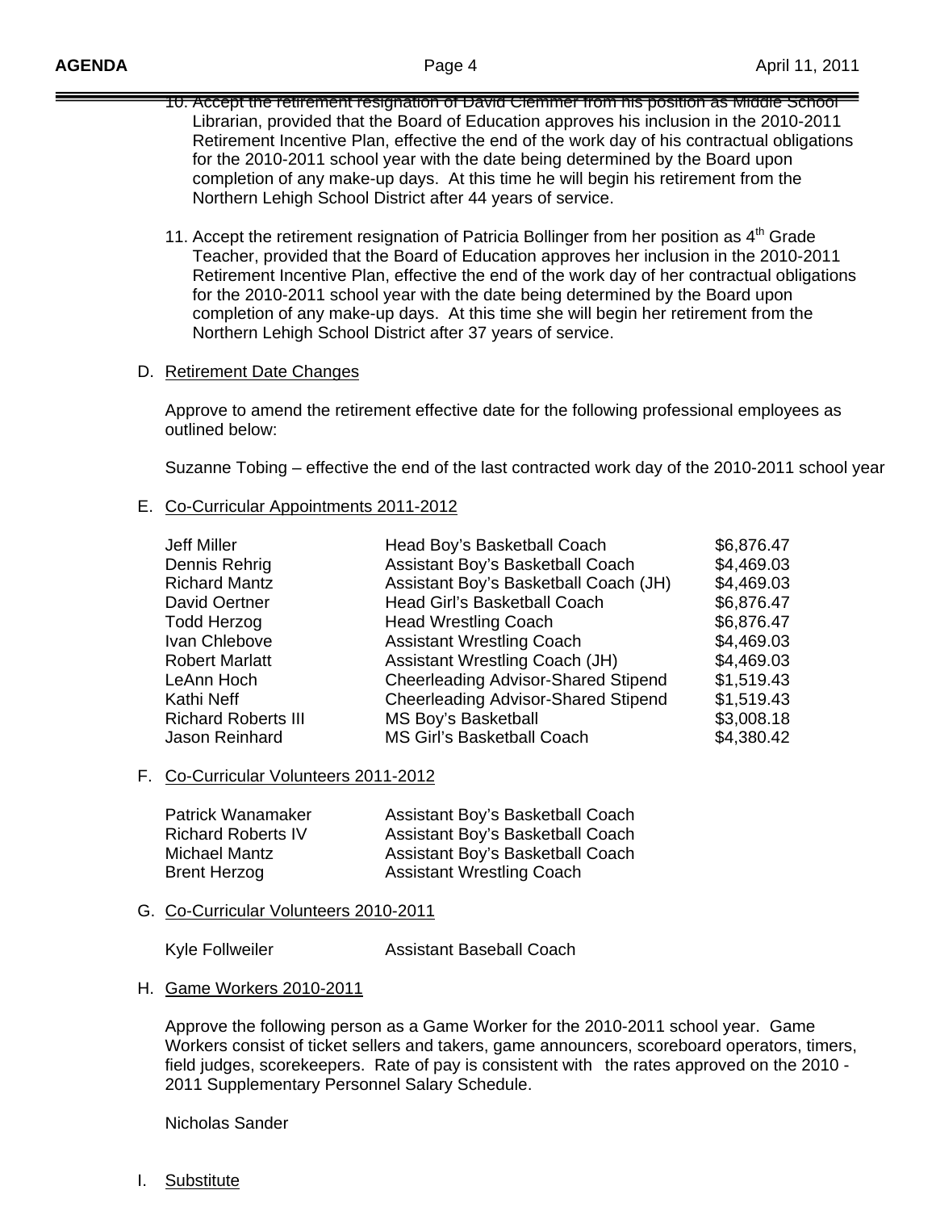10. Accept the retirement resignation of David Clemmer from his position as Middle School Librarian, provided that the Board of Education approves his inclusion in the 2010-2011 Retirement Incentive Plan, effective the end of the work day of his contractual obligations for the 2010-2011 school year with the date being determined by the Board upon completion of any make-up days. At this time he will begin his retirement from the Northern Lehigh School District after 44 years of service.

11. Accept the retirement resignation of Patricia Bollinger from her position as 4th Grade Teacher, provided that the Board of Education approves her inclusion in the 2010-2011 Retirement Incentive Plan, effective the end of the work day of her contractual obligations for the 2010-2011 school year with the date being determined by the Board upon completion of any make-up days. At this time she will begin her retirement from the Northern Lehigh School District after 37 years of service.

D. Retirement Date Changes

Approve to amend the retirement effective date for the following professional employees as outlined below:

Suzanne Tobing – effective the end of the last contracted work day of the 2010-2011 school year

E. Co-Curricular Appointments 2011-2012

| | | |
|---|---|---|
| Jeff Miller | Head Boy's Basketball Coach | $6,876.47 |
| Dennis Rehrig | Assistant Boy's Basketball Coach | $4,469.03 |
| Richard Mantz | Assistant Boy's Basketball Coach (JH) | $4,469.03 |
| David Oertner | Head Girl's Basketball Coach | $6,876.47 |
| Todd Herzog | Head Wrestling Coach | $6,876.47 |
| Ivan Chlebove | Assistant Wrestling Coach | $4,469.03 |
| Robert Marlatt | Assistant Wrestling Coach (JH) | $4,469.03 |
| LeAnn Hoch | Cheerleading Advisor-Shared Stipend | $1,519.43 |
| Kathi Neff | Cheerleading Advisor-Shared Stipend | $1,519.43 |
| Richard Roberts III | MS Boy's Basketball | $3,008.18 |
| Jason Reinhard | MS Girl's Basketball Coach | $4,380.42 |

F. Co-Curricular Volunteers 2011-2012

| | |
|---|---|
| Patrick Wanamaker | Assistant Boy's Basketball Coach |
| Richard Roberts IV | Assistant Boy's Basketball Coach |
| Michael Mantz | Assistant Boy's Basketball Coach |
| Brent Herzog | Assistant Wrestling Coach |

G. Co-Curricular Volunteers 2010-2011

| | |
|---|---|
| Kyle Follweiler | Assistant Baseball Coach |

H. Game Workers 2010-2011

Approve the following person as a Game Worker for the 2010-2011 school year. Game Workers consist of ticket sellers and takers, game announcers, scoreboard operators, timers, field judges, scorekeepers. Rate of pay is consistent with the rates approved on the 2010 - 2011 Supplementary Personnel Salary Schedule.

Nicholas Sander

I. Substitute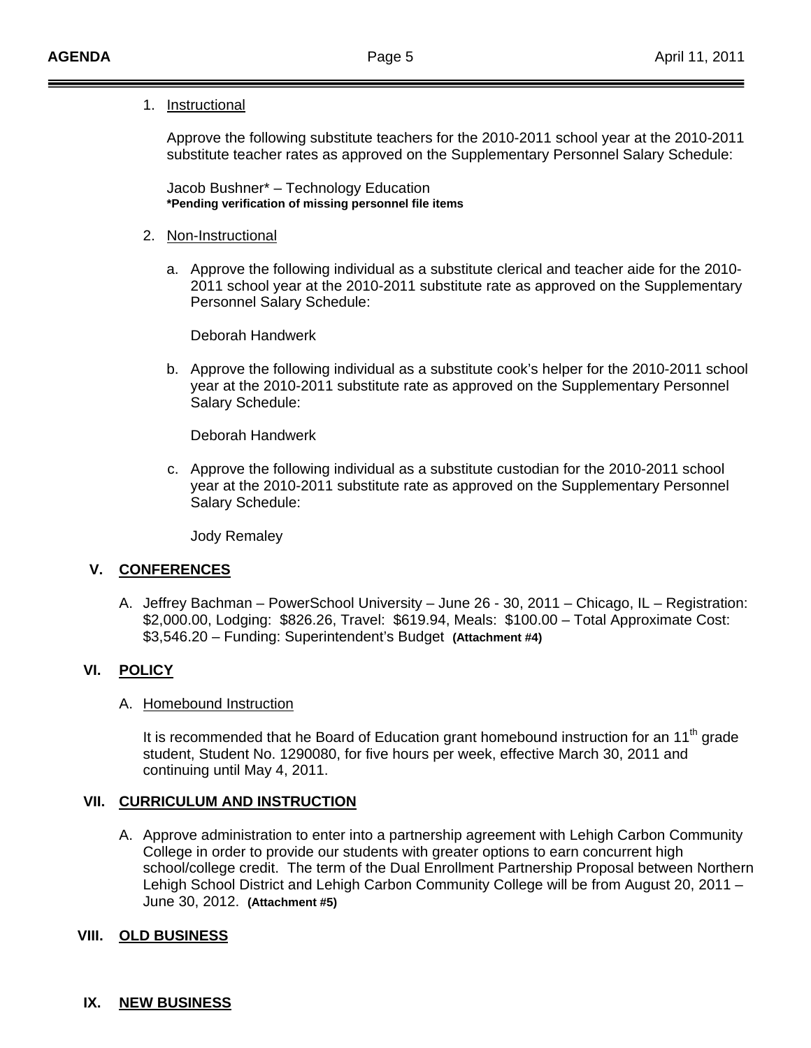1. Instructional

   Approve the following substitute teachers for the 2010-2011 school year at the 2010-2011 substitute teacher rates as approved on the Supplementary Personnel Salary Schedule:

   Jacob Bushner* – Technology Education
   **\*Pending verification of missing personnel file items**

2. Non-Instructional

   a. Approve the following individual as a substitute clerical and teacher aide for the 2010-2011 school year at the 2010-2011 substitute rate as approved on the Supplementary Personnel Salary Schedule:

      Deborah Handwerk

   b. Approve the following individual as a substitute cook's helper for the 2010-2011 school year at the 2010-2011 substitute rate as approved on the Supplementary Personnel Salary Schedule:

      Deborah Handwerk

   c. Approve the following individual as a substitute custodian for the 2010-2011 school year at the 2010-2011 substitute rate as approved on the Supplementary Personnel Salary Schedule:

      Jody Remaley

## V. CONFERENCES

A. Jeffrey Bachman – PowerSchool University – June 26 - 30, 2011 – Chicago, IL – Registration: $2,000.00, Lodging: $826.26, Travel: $619.94, Meals: $100.00 – Total Approximate Cost: $3,546.20 – Funding: Superintendent's Budget **(Attachment #4)**

## VI. POLICY

A. Homebound Instruction

   It is recommended that he Board of Education grant homebound instruction for an 11th grade student, Student No. 1290080, for five hours per week, effective March 30, 2011 and continuing until May 4, 2011.

## VII. CURRICULUM AND INSTRUCTION

A. Approve administration to enter into a partnership agreement with Lehigh Carbon Community College in order to provide our students with greater options to earn concurrent high school/college credit. The term of the Dual Enrollment Partnership Proposal between Northern Lehigh School District and Lehigh Carbon Community College will be from August 20, 2011 – June 30, 2012. **(Attachment #5)**

## VIII. OLD BUSINESS

## IX. NEW BUSINESS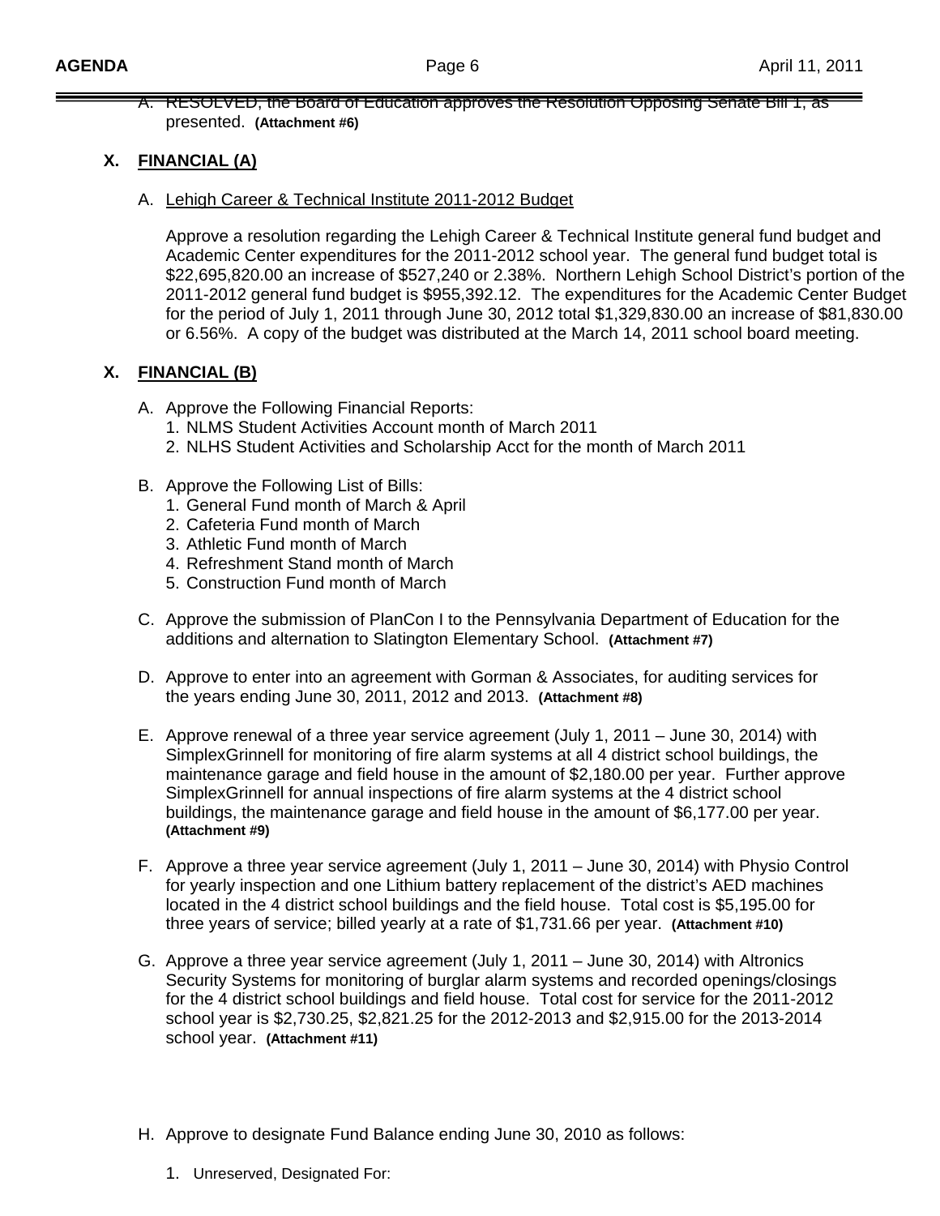A. RESOLVED, the Board of Education approves the Resolution Opposing Senate Bill 1, as presented. **(Attachment #6)**

## X. FINANCIAL (A)

A. Lehigh Career & Technical Institute 2011-2012 Budget

Approve a resolution regarding the Lehigh Career & Technical Institute general fund budget and Academic Center expenditures for the 2011-2012 school year. The general fund budget total is $22,695,820.00 an increase of $527,240 or 2.38%. Northern Lehigh School District's portion of the 2011-2012 general fund budget is $955,392.12. The expenditures for the Academic Center Budget for the period of July 1, 2011 through June 30, 2012 total $1,329,830.00 an increase of $81,830.00 or 6.56%. A copy of the budget was distributed at the March 14, 2011 school board meeting.

## X. FINANCIAL (B)

A. Approve the Following Financial Reports:
   1. NLMS Student Activities Account month of March 2011
   2. NLHS Student Activities and Scholarship Acct for the month of March 2011

B. Approve the Following List of Bills:
   1. General Fund month of March & April
   2. Cafeteria Fund month of March
   3. Athletic Fund month of March
   4. Refreshment Stand month of March
   5. Construction Fund month of March

C. Approve the submission of PlanCon I to the Pennsylvania Department of Education for the additions and alternation to Slatington Elementary School. **(Attachment #7)**

D. Approve to enter into an agreement with Gorman & Associates, for auditing services for the years ending June 30, 2011, 2012 and 2013. **(Attachment #8)**

E. Approve renewal of a three year service agreement (July 1, 2011 – June 30, 2014) with SimplexGrinnell for monitoring of fire alarm systems at all 4 district school buildings, the maintenance garage and field house in the amount of $2,180.00 per year. Further approve SimplexGrinnell for annual inspections of fire alarm systems at the 4 district school buildings, the maintenance garage and field house in the amount of $6,177.00 per year. **(Attachment #9)**

F. Approve a three year service agreement (July 1, 2011 – June 30, 2014) with Physio Control for yearly inspection and one Lithium battery replacement of the district's AED machines located in the 4 district school buildings and the field house. Total cost is $5,195.00 for three years of service; billed yearly at a rate of $1,731.66 per year. **(Attachment #10)**

G. Approve a three year service agreement (July 1, 2011 – June 30, 2014) with Altronics Security Systems for monitoring of burglar alarm systems and recorded openings/closings for the 4 district school buildings and field house. Total cost for service for the 2011-2012 school year is $2,730.25, $2,821.25 for the 2012-2013 and $2,915.00 for the 2013-2014 school year. **(Attachment #11)**

H. Approve to designate Fund Balance ending June 30, 2010 as follows:

   1. Unreserved, Designated For: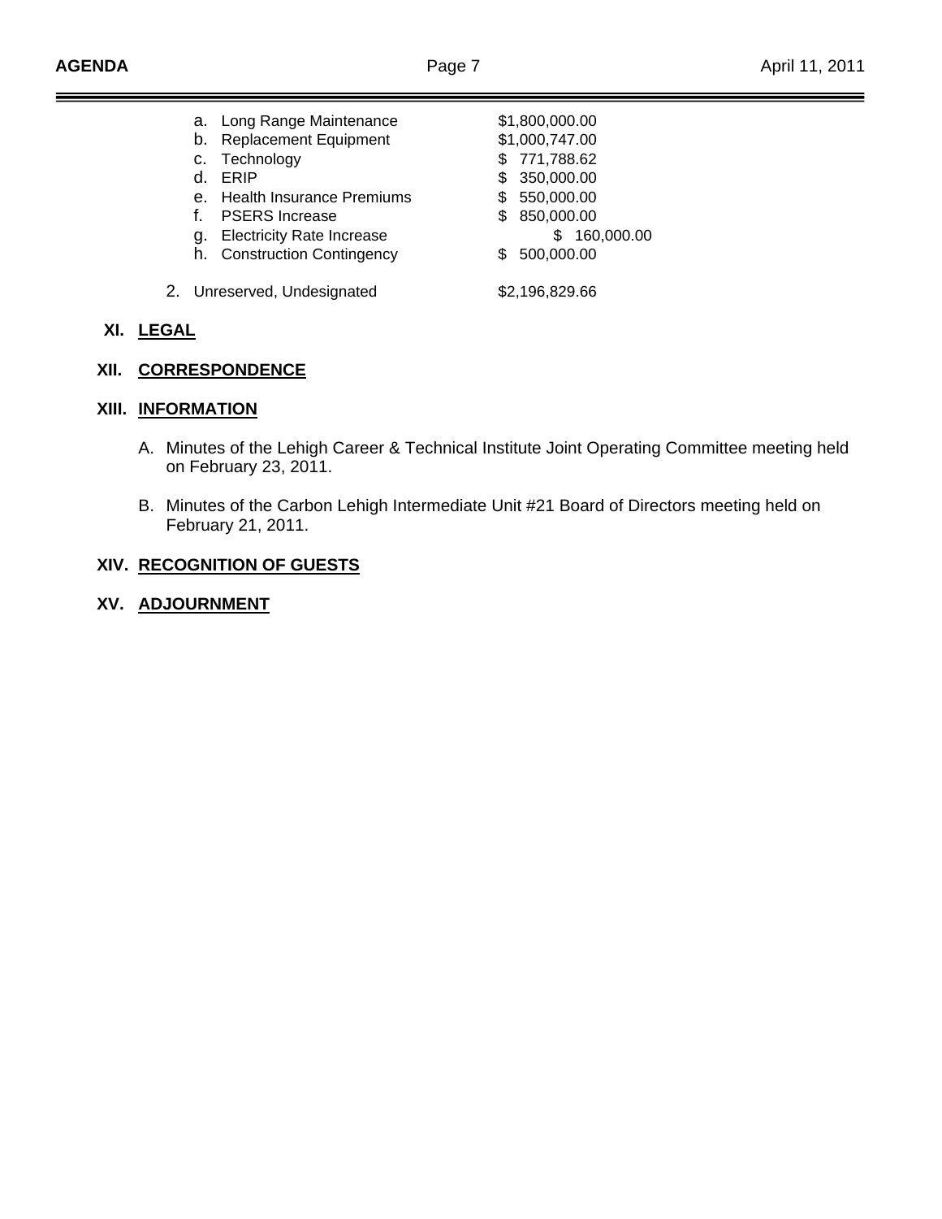a. Long Range Maintenance $1,800,000.00
b. Replacement Equipment $1,000,747.00
c. Technology $ 771,788.62
d. ERIP $ 350,000.00
e. Health Insurance Premiums $ 550,000.00
f. PSERS Increase $ 850,000.00
g. Electricity Rate Increase $ 160,000.00
h. Construction Contingency $ 500,000.00

2. Unreserved, Undesignated $2,196,829.66

## XI. LEGAL

## XII. CORRESPONDENCE

## XIII. INFORMATION

A. Minutes of the Lehigh Career & Technical Institute Joint Operating Committee meeting held on February 23, 2011.

B. Minutes of the Carbon Lehigh Intermediate Unit #21 Board of Directors meeting held on February 21, 2011.

## XIV. RECOGNITION OF GUESTS

## XV. ADJOURNMENT